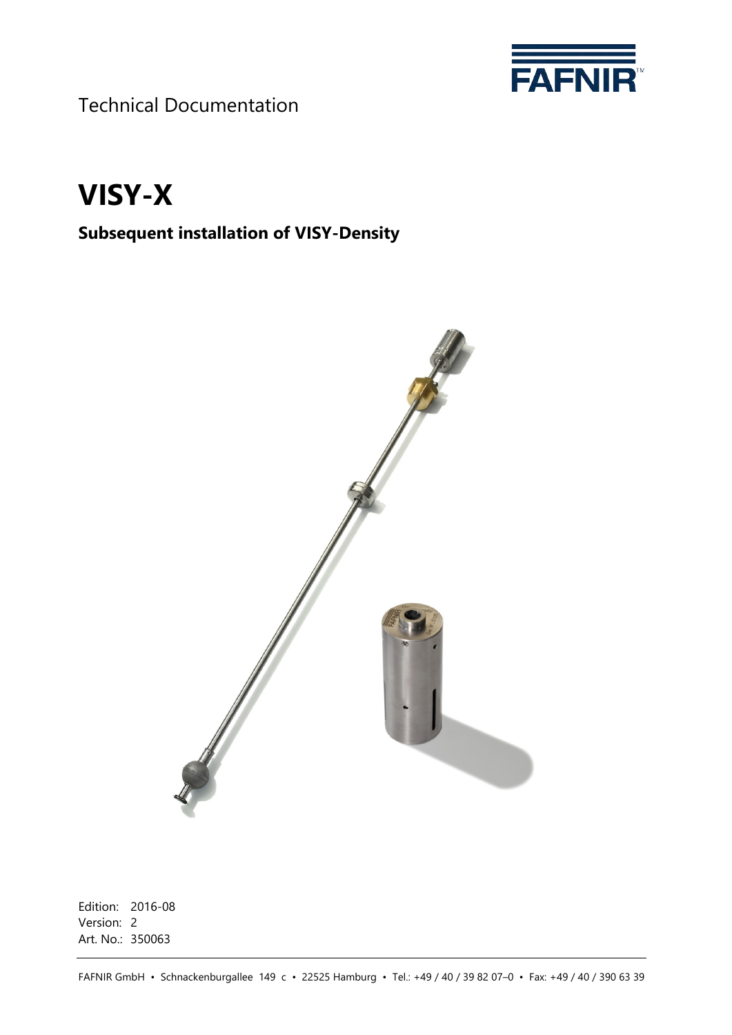Technical Documentation

# VISY-X

## Subsequent installation of VISY-Density

Edition: 2016-08
Version: 2
Art. No.: 350063

FAFNIR GmbH • Schnackenburgallee 149 c • 22525 Hamburg • Tel.: +49 / 40 / 39 82 07–0 • Fax: +49 / 40 / 390 63 39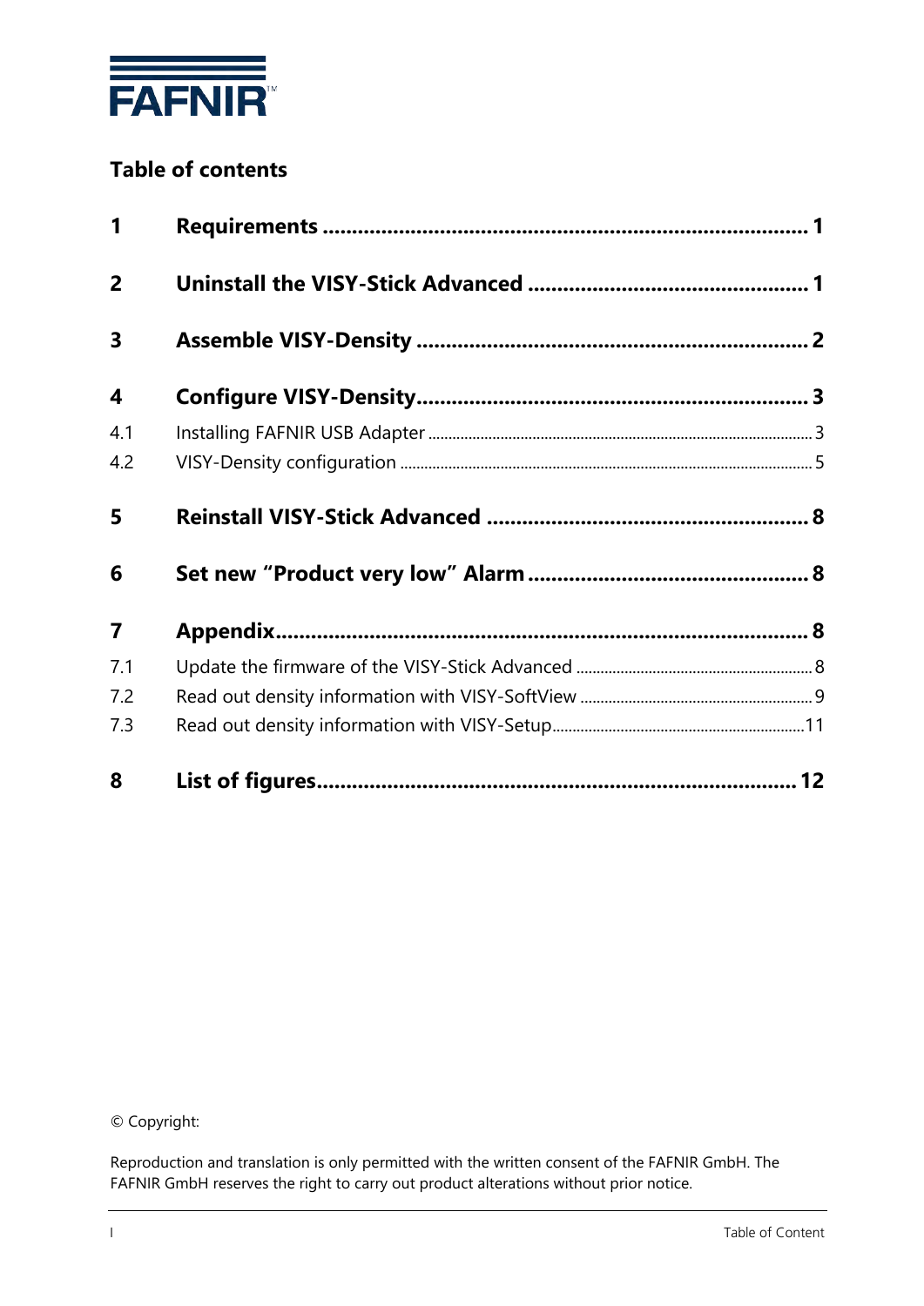FAFNIR

## Table of contents

| | | |
|---|---|---|
| **1** | **Requirements** | **1** |
| **2** | **Uninstall the VISY-Stick Advanced** | **1** |
| **3** | **Assemble VISY-Density** | **2** |
| **4** | **Configure VISY-Density** | **3** |
| 4.1 | Installing FAFNIR USB Adapter | 3 |
| 4.2 | VISY-Density configuration | 5 |
| **5** | **Reinstall VISY-Stick Advanced** | **8** |
| **6** | **Set new “Product very low” Alarm** | **8** |
| **7** | **Appendix** | **8** |
| 7.1 | Update the firmware of the VISY-Stick Advanced | 8 |
| 7.2 | Read out density information with VISY-SoftView | 9 |
| 7.3 | Read out density information with VISY-Setup | 11 |
| **8** | **List of figures** | **12** |

© Copyright:

Reproduction and translation is only permitted with the written consent of the FAFNIR GmbH. The FAFNIR GmbH reserves the right to carry out product alterations without prior notice.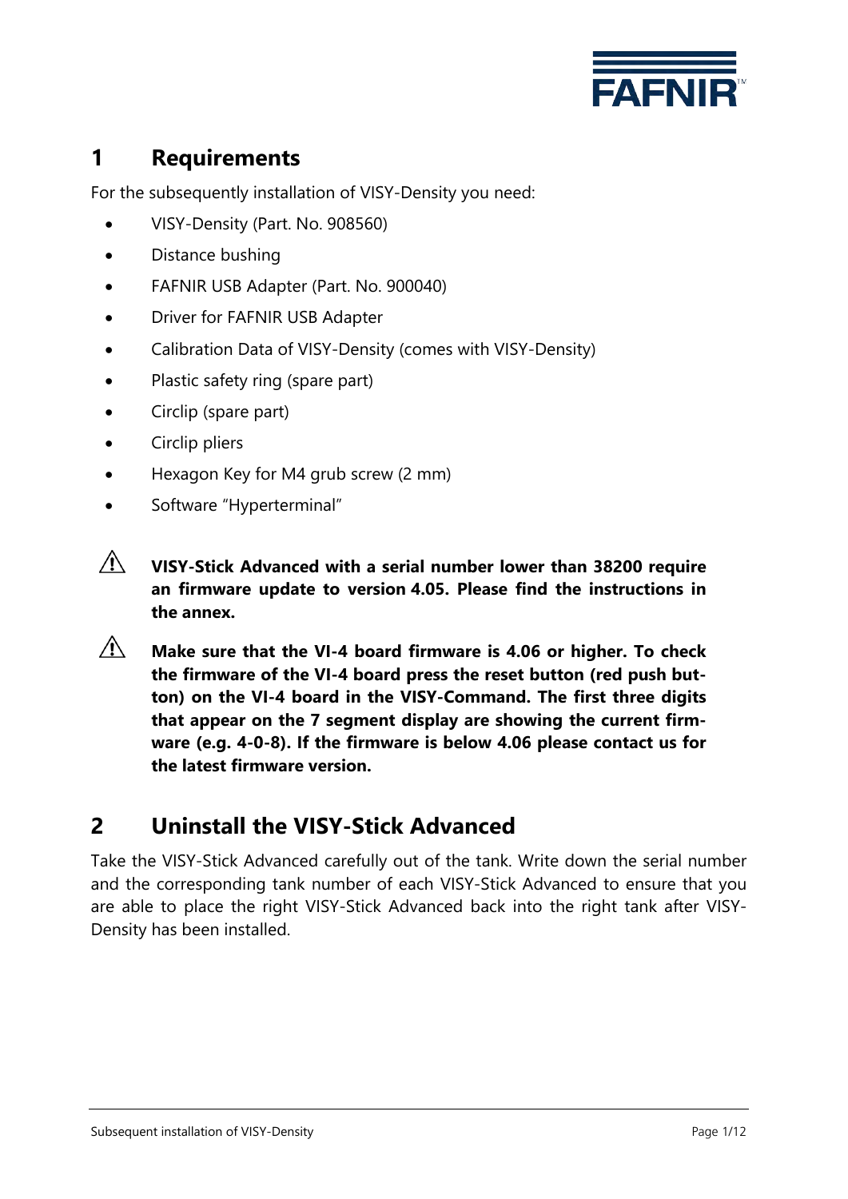# 1 Requirements

For the subsequently installation of VISY-Density you need:

- VISY-Density (Part. No. 908560)
- Distance bushing
- FAFNIR USB Adapter (Part. No. 900040)
- Driver for FAFNIR USB Adapter
- Calibration Data of VISY-Density (comes with VISY-Density)
- Plastic safety ring (spare part)
- Circlip (spare part)
- Circlip pliers
- Hexagon Key for M4 grub screw (2 mm)
- Software "Hyperterminal"

⚠ **VISY-Stick Advanced with a serial number lower than 38200 require an firmware update to version 4.05. Please find the instructions in the annex.**

⚠ **Make sure that the VI-4 board firmware is 4.06 or higher. To check the firmware of the VI-4 board press the reset button (red push button) on the VI-4 board in the VISY-Command. The first three digits that appear on the 7 segment display are showing the current firmware (e.g. 4-0-8). If the firmware is below 4.06 please contact us for the latest firmware version.**

# 2 Uninstall the VISY-Stick Advanced

Take the VISY-Stick Advanced carefully out of the tank. Write down the serial number and the corresponding tank number of each VISY-Stick Advanced to ensure that you are able to place the right VISY-Stick Advanced back into the right tank after VISY-Density has been installed.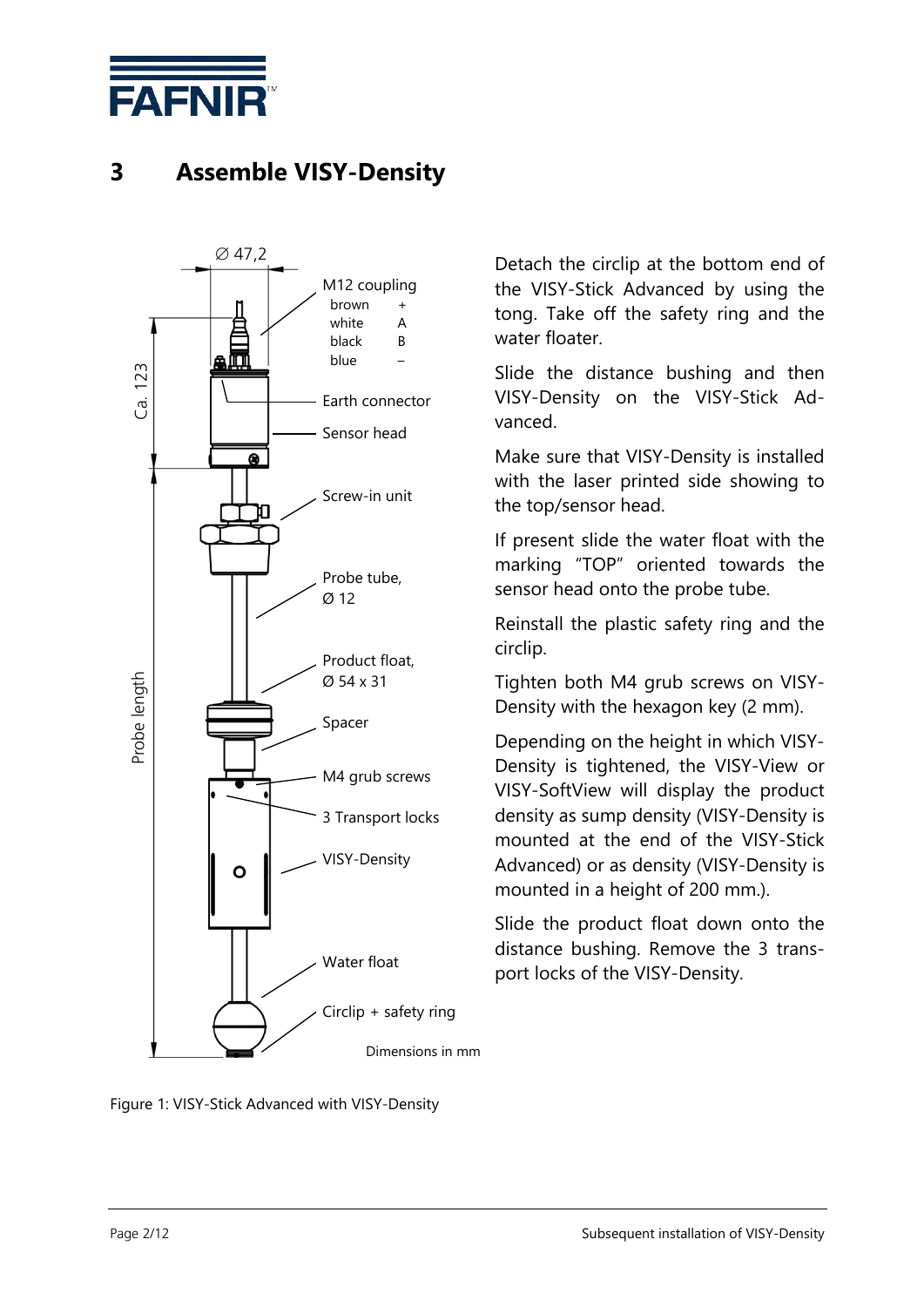# 3 Assemble VISY-Density

Detach the circlip at the bottom end of the VISY-Stick Advanced by using the tong. Take off the safety ring and the water floater.

Slide the distance bushing and then VISY-Density on the VISY-Stick Advanced.

Make sure that VISY-Density is installed with the laser printed side showing to the top/sensor head.

If present slide the water float with the marking "TOP" oriented towards the sensor head onto the probe tube.

Reinstall the plastic safety ring and the circlip.

Tighten both M4 grub screws on VISY-Density with the hexagon key (2 mm).

Depending on the height in which VISY-Density is tightened, the VISY-View or VISY-SoftView will display the product density as sump density (VISY-Density is mounted at the end of the VISY-Stick Advanced) or as density (VISY-Density is mounted in a height of 200 mm.).

Slide the product float down onto the distance bushing. Remove the 3 transport locks of the VISY-Density.

Figure 1: VISY-Stick Advanced with VISY-Density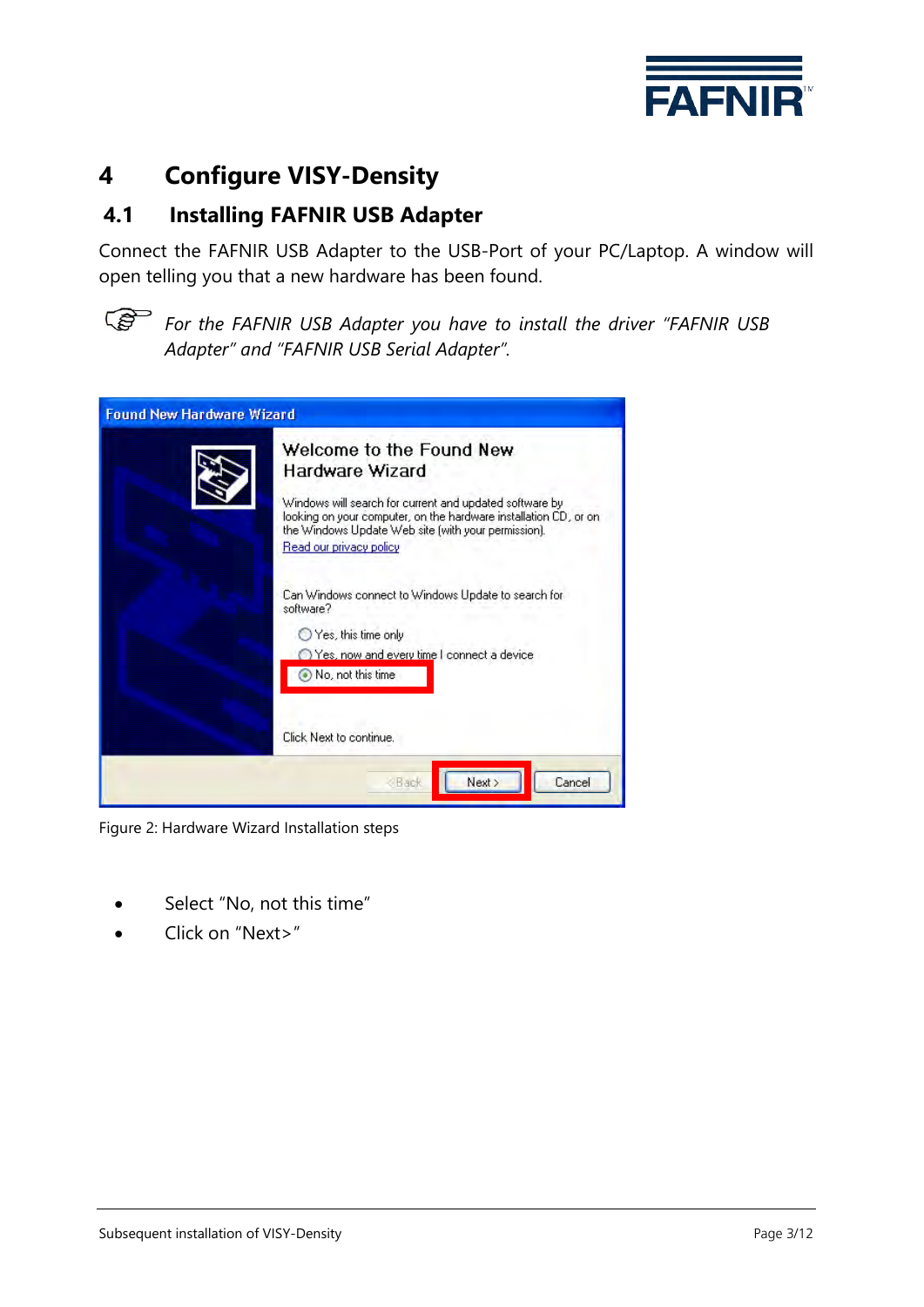# 4 Configure VISY-Density

## 4.1 Installing FAFNIR USB Adapter

Connect the FAFNIR USB Adapter to the USB-Port of your PC/Laptop. A window will open telling you that a new hardware has been found.

*For the FAFNIR USB Adapter you have to install the driver "FAFNIR USB Adapter" and "FAFNIR USB Serial Adapter".*

Figure 2: Hardware Wizard Installation steps

- Select "No, not this time"
- Click on "Next>"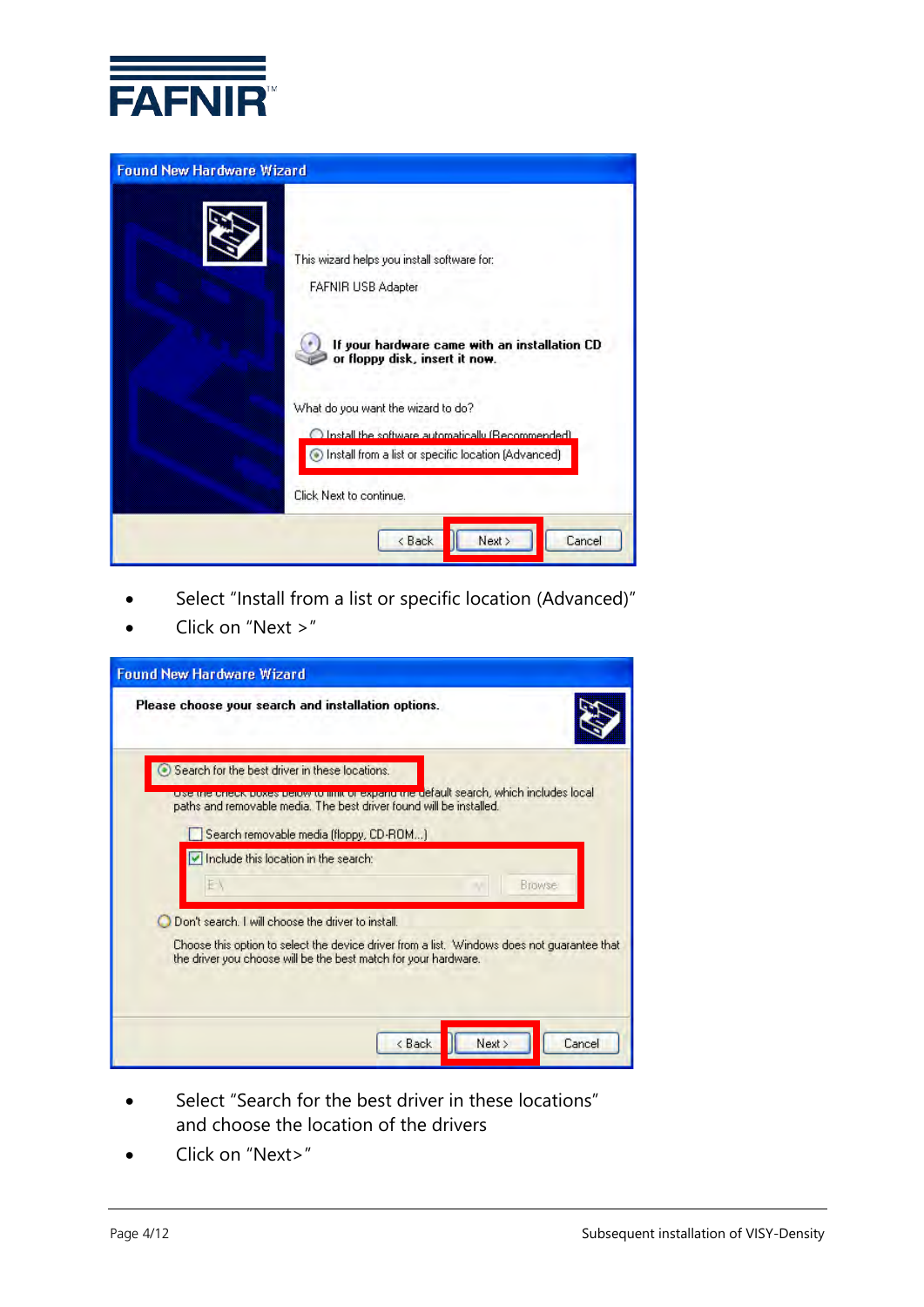- Select “Install from a list or specific location (Advanced)”
- Click on “Next >”

- Select “Search for the best driver in these locations” and choose the location of the drivers
- Click on “Next>”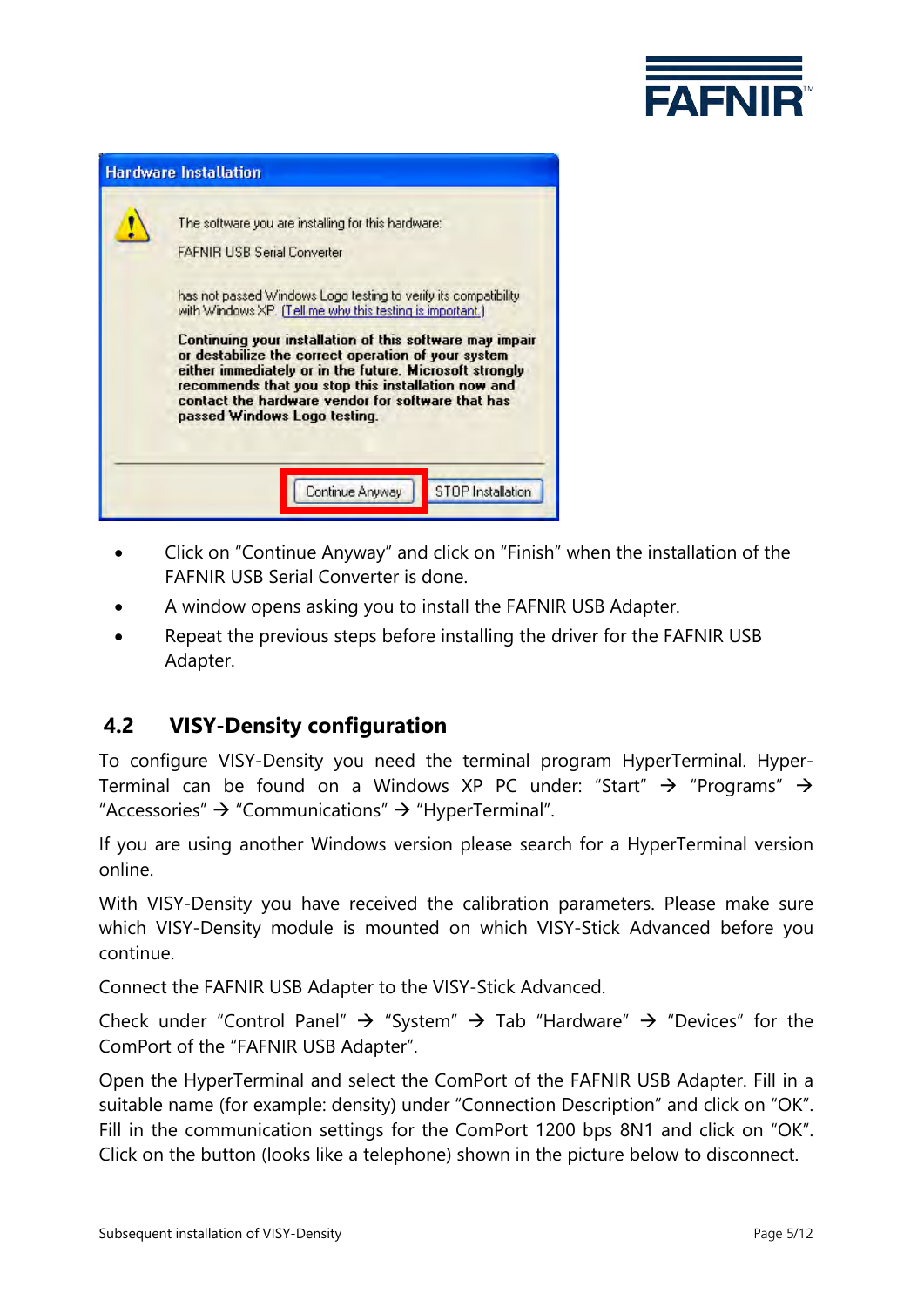- Click on "Continue Anyway" and click on "Finish" when the installation of the FAFNIR USB Serial Converter is done.
- A window opens asking you to install the FAFNIR USB Adapter.
- Repeat the previous steps before installing the driver for the FAFNIR USB Adapter.

## 4.2 VISY-Density configuration

To configure VISY-Density you need the terminal program HyperTerminal. HyperTerminal can be found on a Windows XP PC under: "Start" → "Programs" → "Accessories" → "Communications" → "HyperTerminal".

If you are using another Windows version please search for a HyperTerminal version online.

With VISY-Density you have received the calibration parameters. Please make sure which VISY-Density module is mounted on which VISY-Stick Advanced before you continue.

Connect the FAFNIR USB Adapter to the VISY-Stick Advanced.

Check under "Control Panel" → "System" → Tab "Hardware" → "Devices" for the ComPort of the "FAFNIR USB Adapter".

Open the HyperTerminal and select the ComPort of the FAFNIR USB Adapter. Fill in a suitable name (for example: density) under "Connection Description" and click on "OK". Fill in the communication settings for the ComPort 1200 bps 8N1 and click on "OK". Click on the button (looks like a telephone) shown in the picture below to disconnect.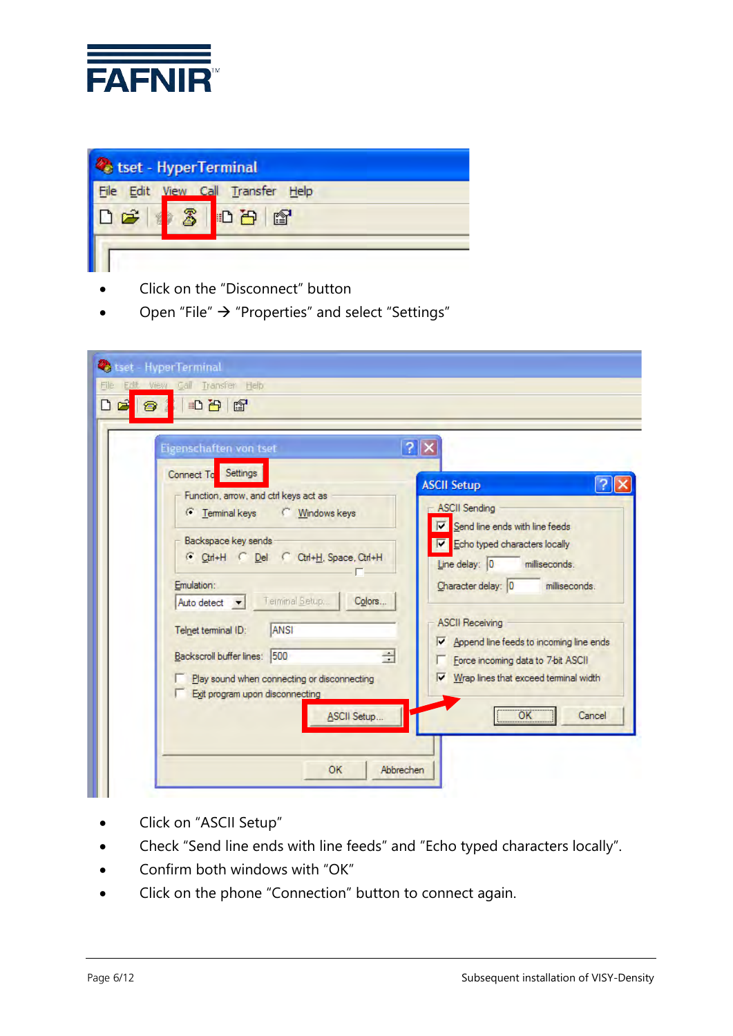- Click on the “Disconnect” button
- Open “File” → “Properties” and select “Settings”

- Click on “ASCII Setup”
- Check “Send line ends with line feeds” and “Echo typed characters locally”.
- Confirm both windows with “OK”
- Click on the phone “Connection” button to connect again.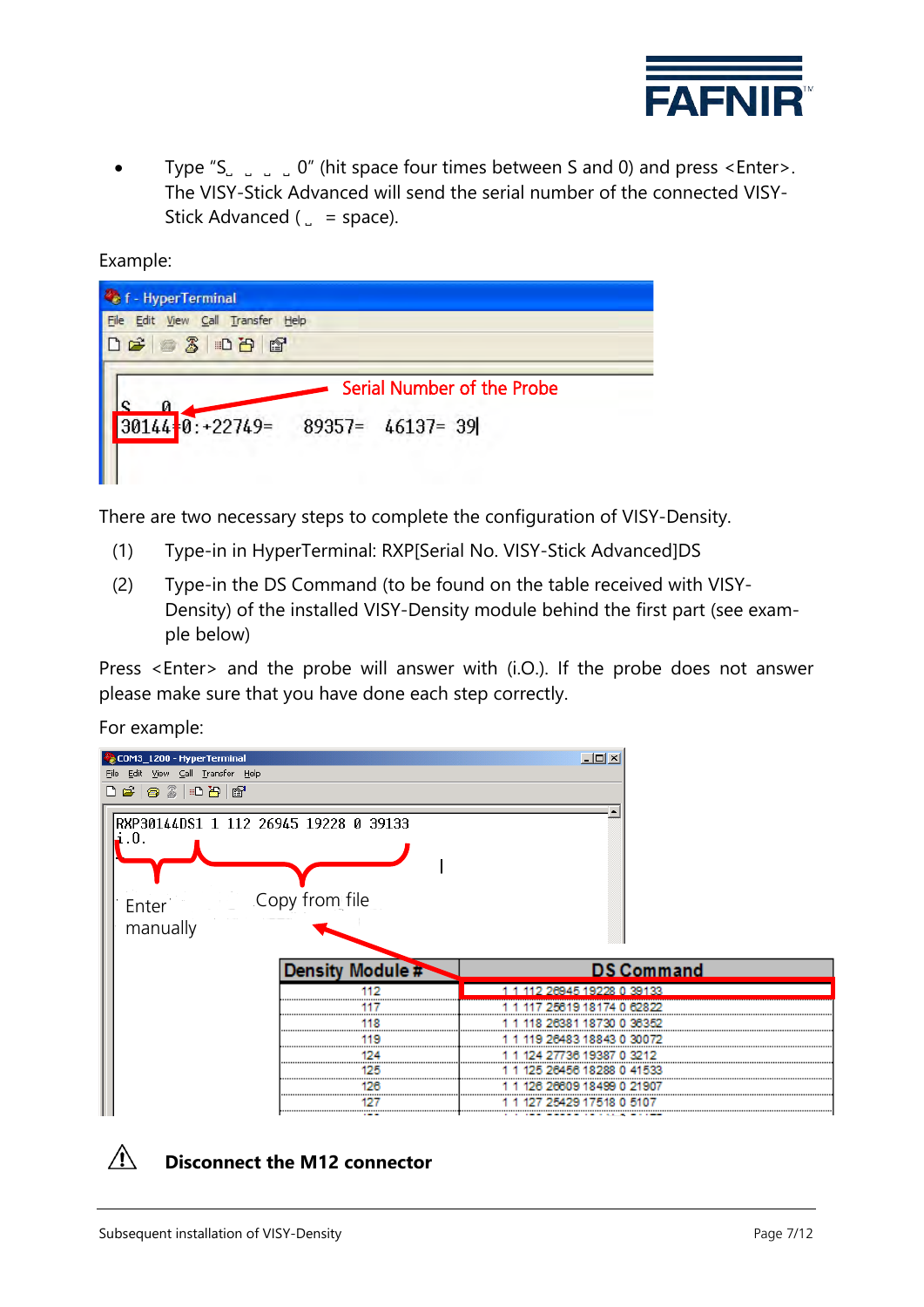- Type "S␣ ␣ ␣ ␣ 0" (hit space four times between S and 0) and press <Enter>. The VISY-Stick Advanced will send the serial number of the connected VISY-Stick Advanced (␣ = space).

Example:

There are two necessary steps to complete the configuration of VISY-Density.

(1) Type-in in HyperTerminal: RXP[Serial No. VISY-Stick Advanced]DS

(2) Type-in the DS Command (to be found on the table received with VISY-Density) of the installed VISY-Density module behind the first part (see example below)

Press <Enter> and the probe will answer with (i.O.). If the probe does not answer please make sure that you have done each step correctly.

For example:

**Disconnect the M12 connector**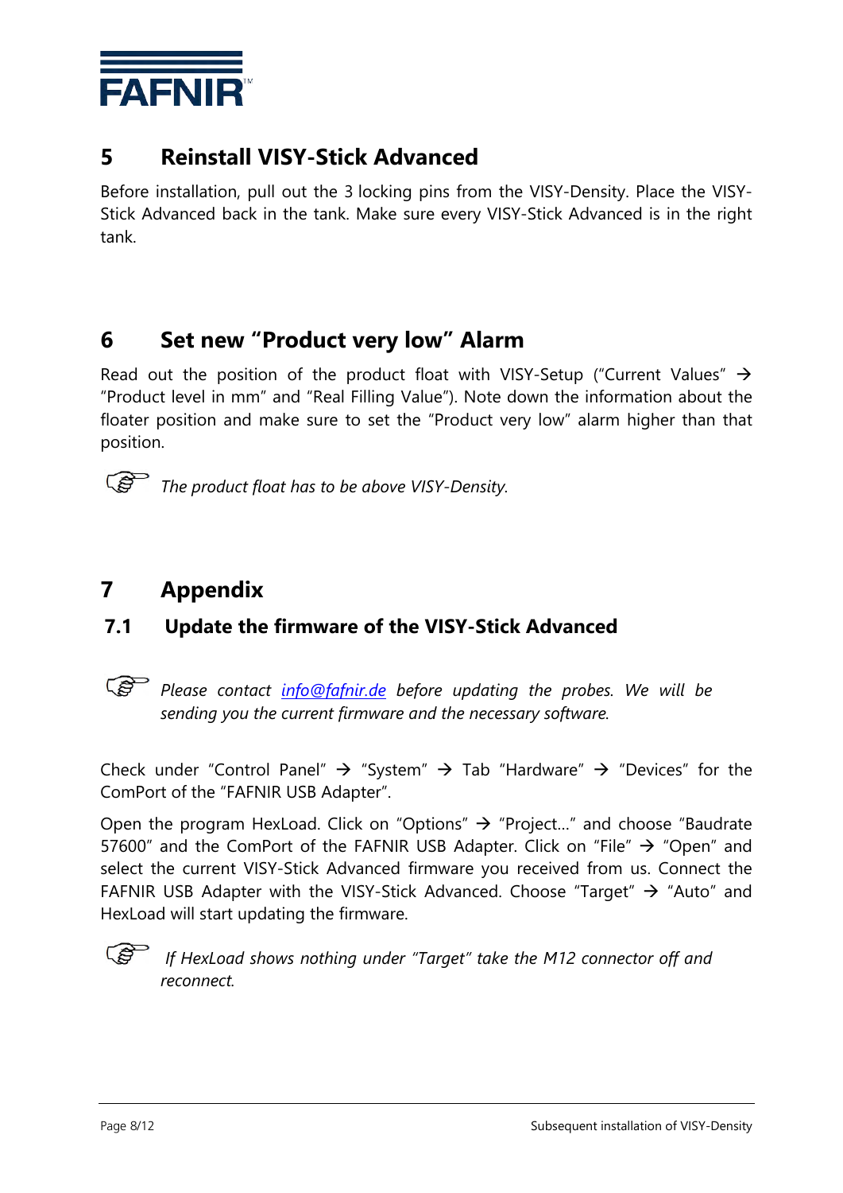## 5 Reinstall VISY-Stick Advanced

Before installation, pull out the 3 locking pins from the VISY-Density. Place the VISY-Stick Advanced back in the tank. Make sure every VISY-Stick Advanced is in the right tank.

## 6 Set new "Product very low" Alarm

Read out the position of the product float with VISY-Setup ("Current Values" → "Product level in mm" and "Real Filling Value"). Note down the information about the floater position and make sure to set the "Product very low" alarm higher than that position.

☞ *The product float has to be above VISY-Density.*

## 7 Appendix

### 7.1 Update the firmware of the VISY-Stick Advanced

☞ *Please contact [info@fafnir.de](mailto:info@fafnir.de) before updating the probes. We will be sending you the current firmware and the necessary software.*

Check under "Control Panel" → "System" → Tab "Hardware" → "Devices" for the ComPort of the "FAFNIR USB Adapter".

Open the program HexLoad. Click on "Options" → "Project…" and choose "Baudrate 57600" and the ComPort of the FAFNIR USB Adapter. Click on "File" → "Open" and select the current VISY-Stick Advanced firmware you received from us. Connect the FAFNIR USB Adapter with the VISY-Stick Advanced. Choose "Target" → "Auto" and HexLoad will start updating the firmware.

☞ *If HexLoad shows nothing under "Target" take the M12 connector off and reconnect.*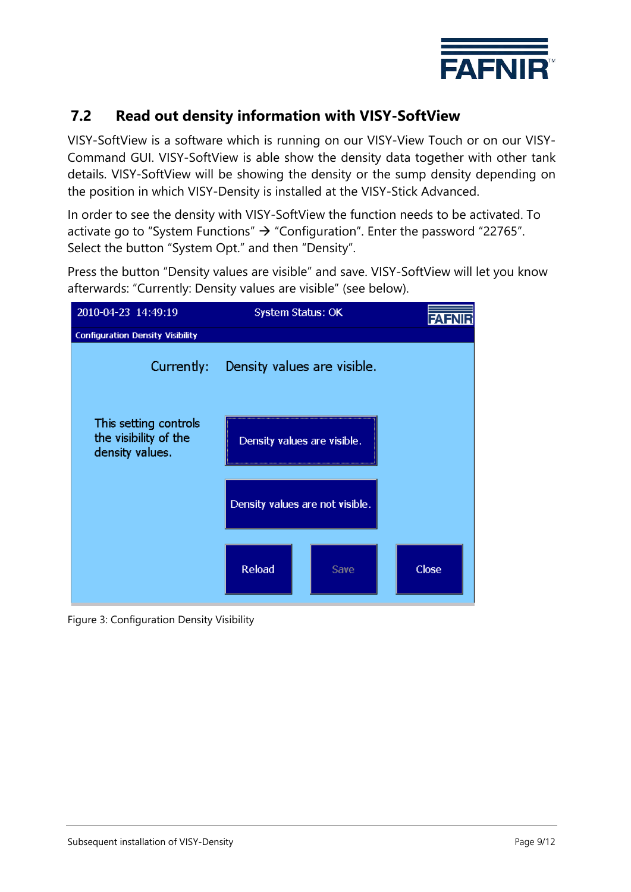## 7.2 Read out density information with VISY-SoftView

VISY-SoftView is a software which is running on our VISY-View Touch or on our VISY-Command GUI. VISY-SoftView is able show the density data together with other tank details. VISY-SoftView will be showing the density or the sump density depending on the position in which VISY-Density is installed at the VISY-Stick Advanced.

In order to see the density with VISY-SoftView the function needs to be activated. To activate go to "System Functions" → "Configuration". Enter the password "22765". Select the button "System Opt." and then "Density".

Press the button "Density values are visible" and save. VISY-SoftView will let you know afterwards: "Currently: Density values are visible" (see below).

Figure 3: Configuration Density Visibility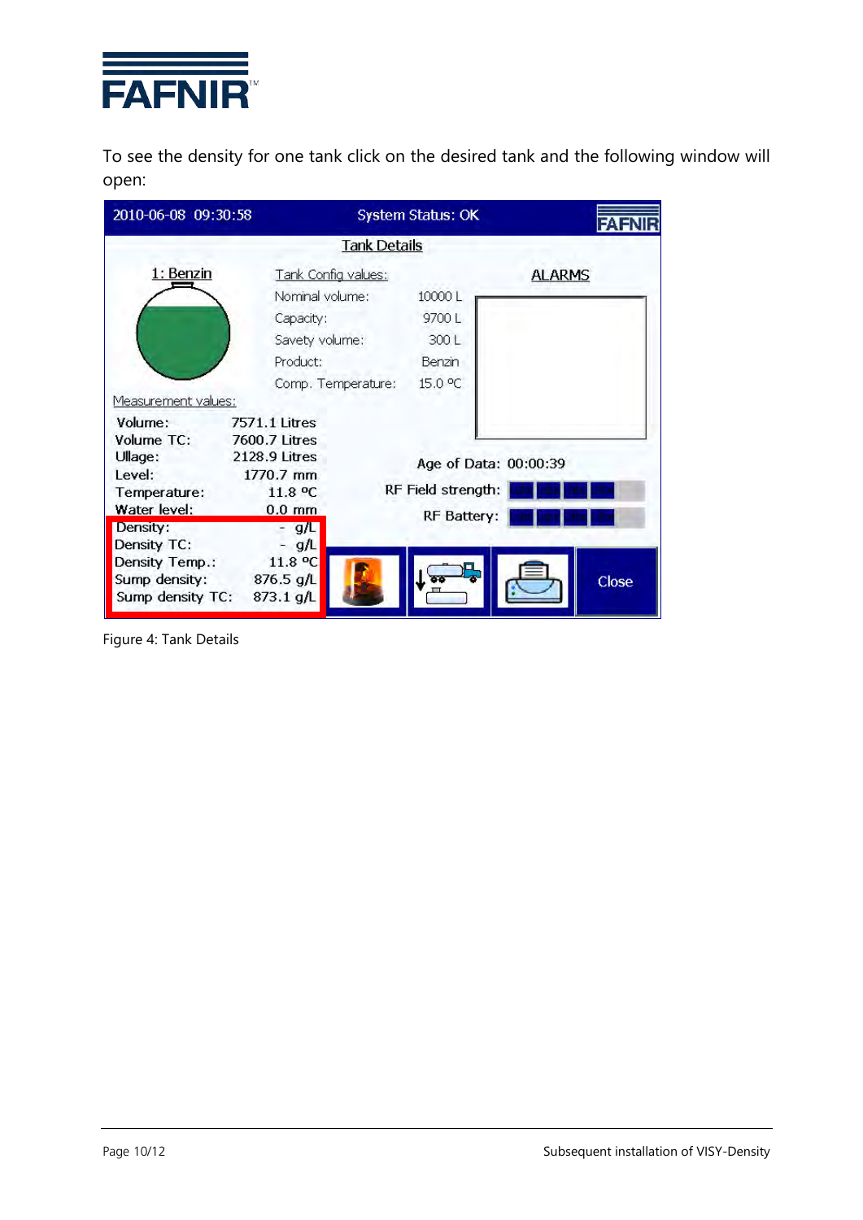To see the density for one tank click on the desired tank and the following window will open:

Figure 4: Tank Details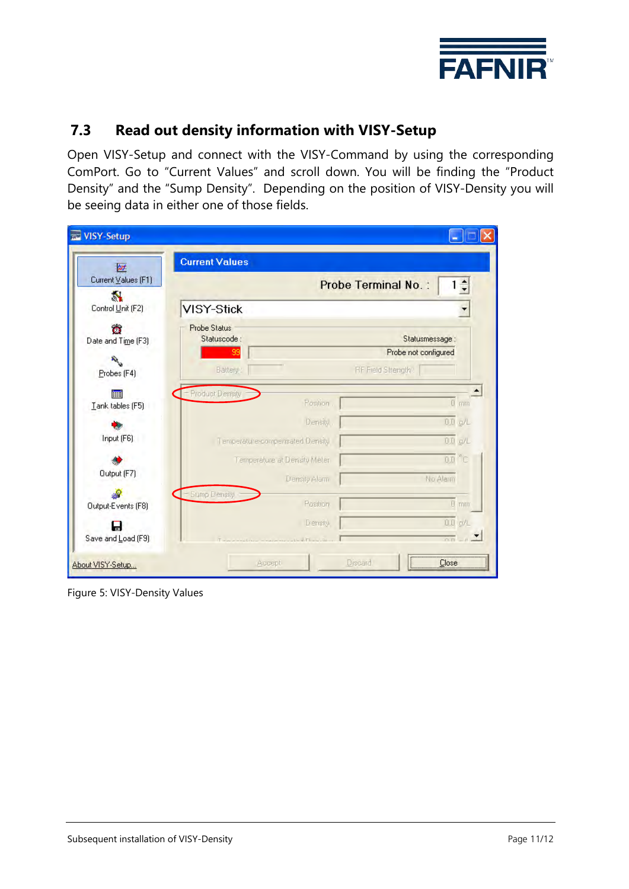## 7.3 Read out density information with VISY-Setup

Open VISY-Setup and connect with the VISY-Command by using the corresponding ComPort. Go to “Current Values” and scroll down. You will be finding the “Product Density” and the “Sump Density”. Depending on the position of VISY-Density you will be seeing data in either one of those fields.

Figure 5: VISY-Density Values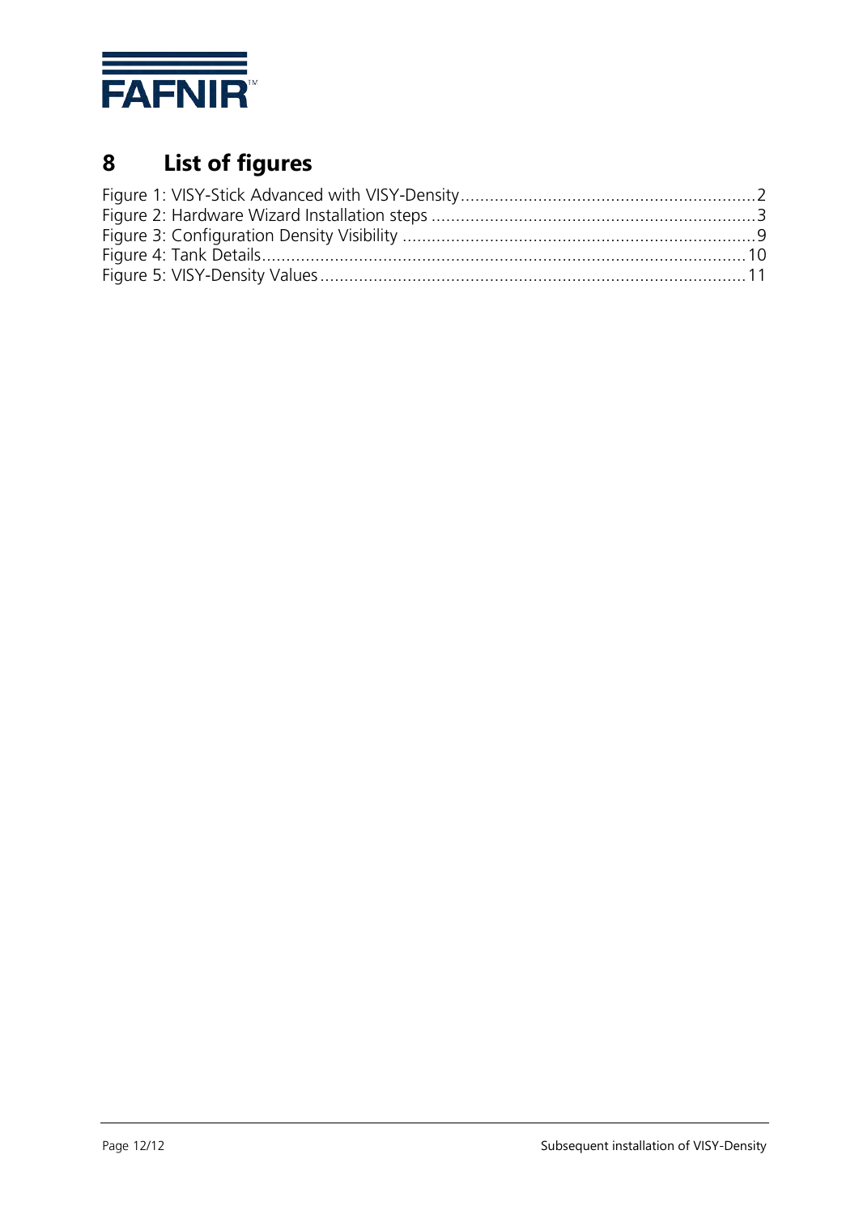# 8 List of figures

Figure 1: VISY-Stick Advanced with VISY-Density .......... 2
Figure 2: Hardware Wizard Installation steps .......... 3
Figure 3: Configuration Density Visibility .......... 9
Figure 4: Tank Details .......... 10
Figure 5: VISY-Density Values .......... 11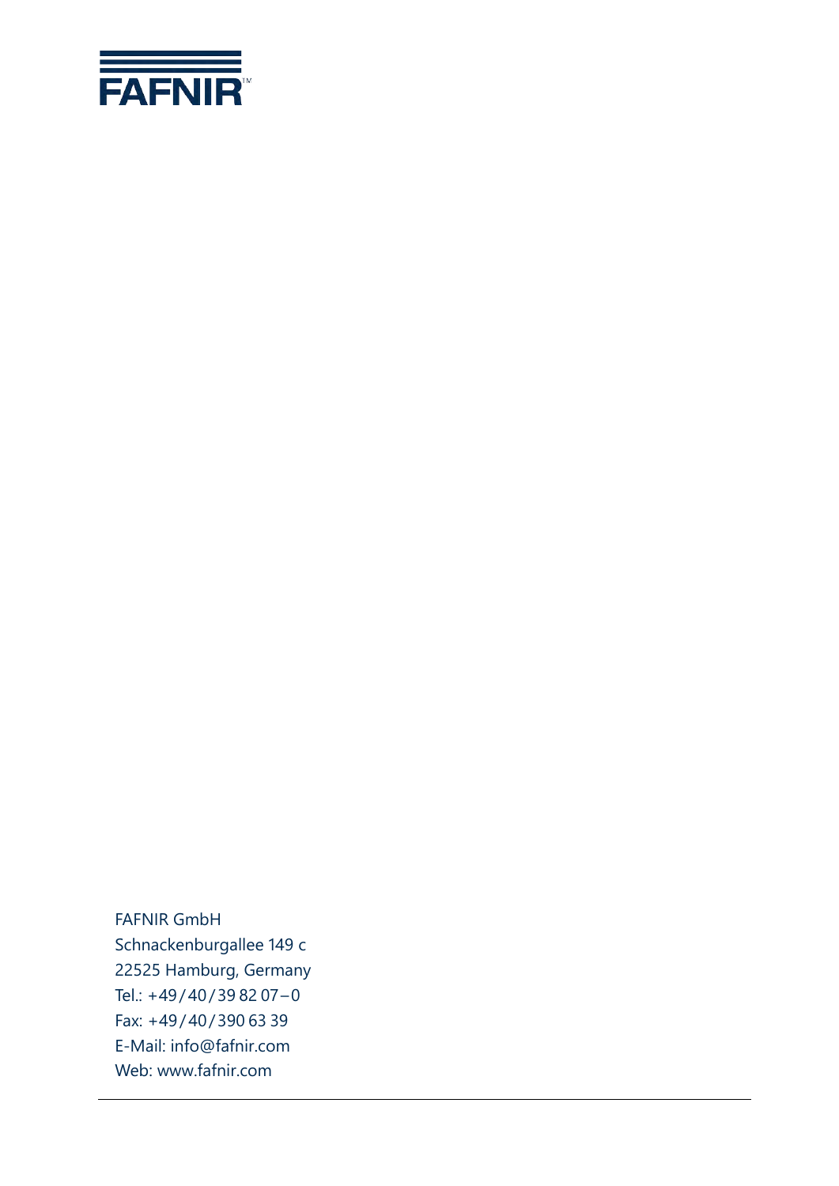FAFNIR GmbH
Schnackenburgallee 149 c
22525 Hamburg, Germany
Tel.: +49 / 40 / 39 82 07 – 0
Fax: +49 / 40 / 390 63 39
E-Mail: info@fafnir.com
Web: www.fafnir.com